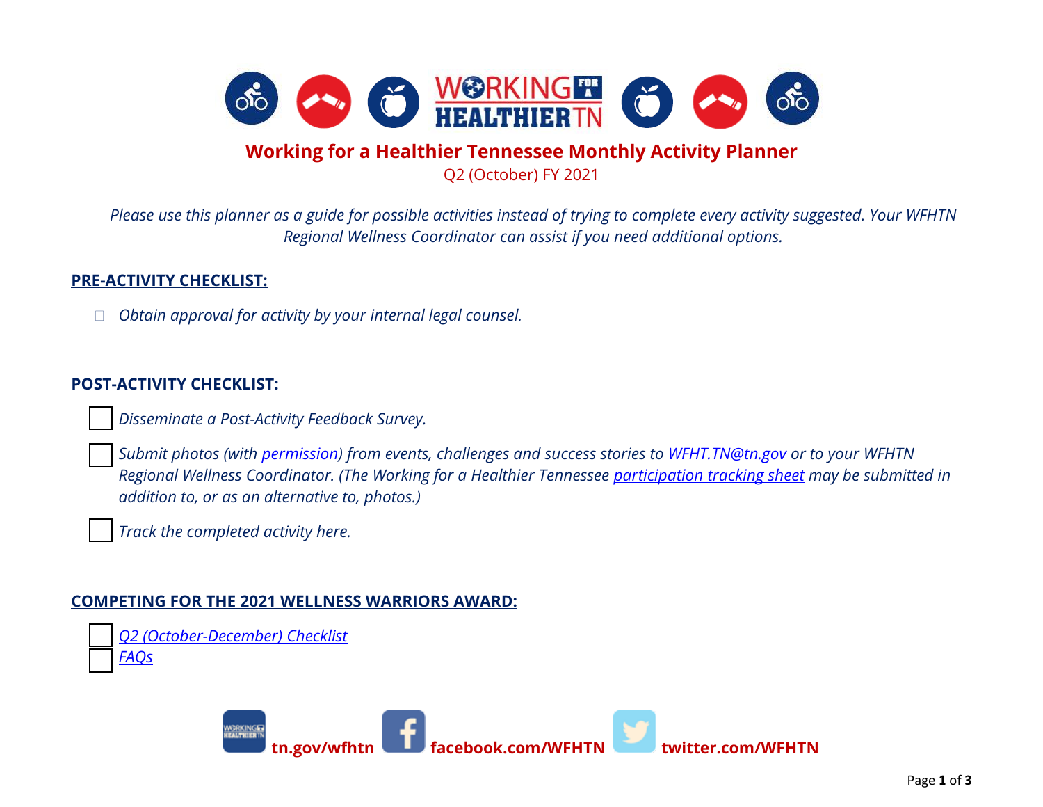# Working for a Healthier Tennessee Monthly Activity Planner

Q2 (October) FY 2021

*Please use this planner as a guide for possible activities instead of trying to complete every activity suggested. Your WFHTN Regional Wellness Coordinator can assist if you need additional options.*

## PRE-ACTIVITY CHECKLIST:

- ☐ *Obtain approval for activity by your internal legal counsel.*

## POST-ACTIVITY CHECKLIST:

- ☐ *Disseminate a Post-Activity Feedback Survey.*
- ☐ *Submit photos (with permission) from events, challenges and success stories to WFHT.TN@tn.gov or to your WFHTN Regional Wellness Coordinator. (The Working for a Healthier Tennessee participation tracking sheet may be submitted in addition to, or as an alternative to, photos.)*
- ☐ *Track the completed activity here.*

## COMPETING FOR THE 2021 WELLNESS WARRIORS AWARD:

- ☐ *Q2 (October-December) Checklist*
- ☐ *FAQs*

**tn.gov/wfhtn** **facebook.com/WFHTN** **twitter.com/WFHTN**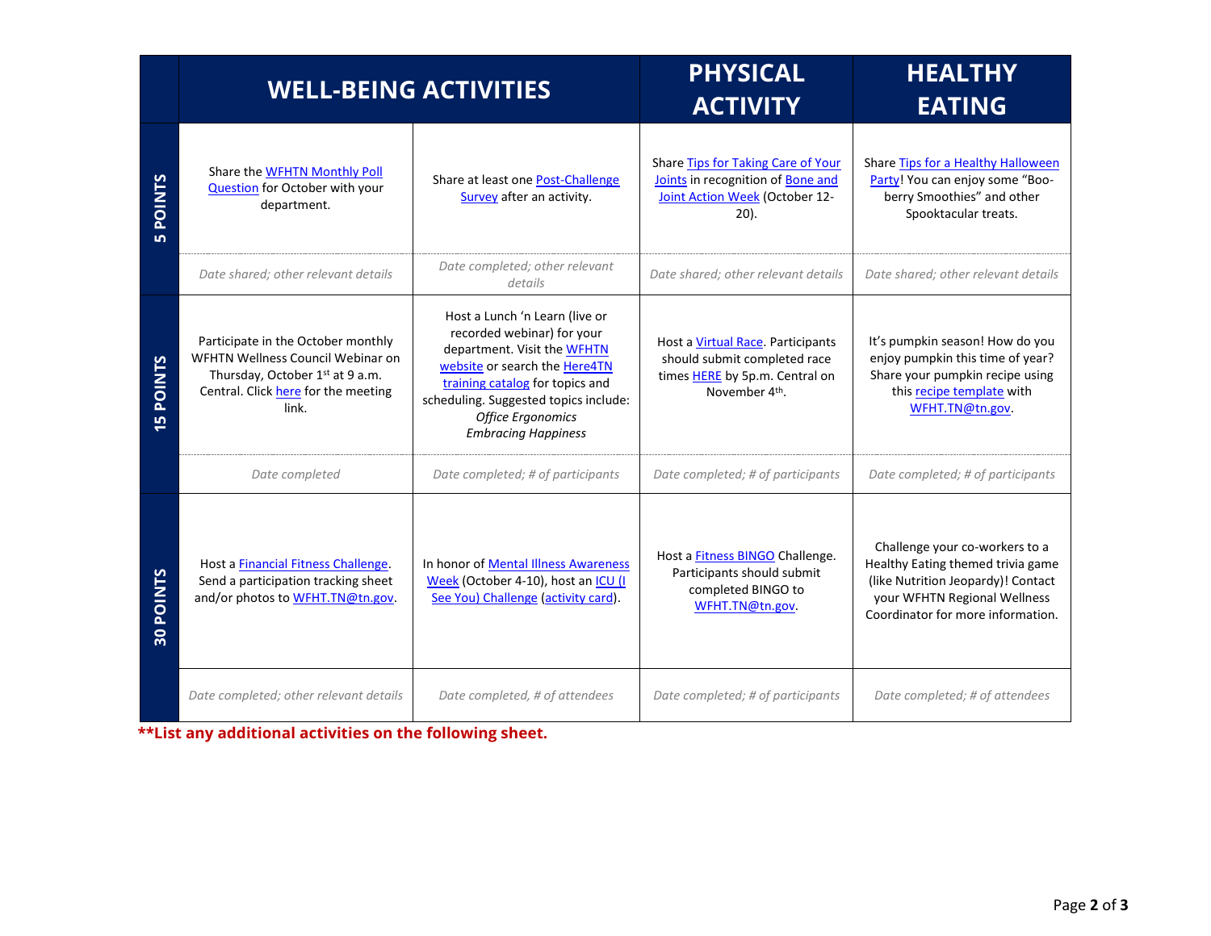| | WELL-BEING ACTIVITIES | | PHYSICAL ACTIVITY | HEALTHY EATING |
|---|---|---|---|---|
| **5 POINTS** | Share the WFHTN Monthly Poll Question for October with your department. | Share at least one Post-Challenge Survey after an activity. | Share Tips for Taking Care of Your Joints in recognition of Bone and Joint Action Week (October 12-20). | Share Tips for a Healthy Halloween Party! You can enjoy some "Boo-berry Smoothies" and other Spooktacular treats. |
| | *Date shared; other relevant details* | *Date completed; other relevant details* | *Date shared; other relevant details* | *Date shared; other relevant details* |
| **15 POINTS** | Participate in the October monthly WFHTN Wellness Council Webinar on Thursday, October 1st at 9 a.m. Central. Click here for the meeting link. | Host a Lunch 'n Learn (live or recorded webinar) for your department. Visit the WFHTN website or search the Here4TN training catalog for topics and scheduling. Suggested topics include: *Office Ergonomics* *Embracing Happiness* | Host a Virtual Race. Participants should submit completed race times HERE by 5p.m. Central on November 4th. | It's pumpkin season! How do you enjoy pumpkin this time of year? Share your pumpkin recipe using this recipe template with WFHT.TN@tn.gov. |
| | *Date completed* | *Date completed; # of participants* | *Date completed; # of participants* | *Date completed; # of participants* |
| **30 POINTS** | Host a Financial Fitness Challenge. Send a participation tracking sheet and/or photos to WFHT.TN@tn.gov. | In honor of Mental Illness Awareness Week (October 4-10), host an ICU (I See You) Challenge (activity card). | Host a Fitness BINGO Challenge. Participants should submit completed BINGO to WFHT.TN@tn.gov. | Challenge your co-workers to a Healthy Eating themed trivia game (like Nutrition Jeopardy)! Contact your WFHTN Regional Wellness Coordinator for more information. |
| | *Date completed; other relevant details* | *Date completed, # of attendees* | *Date completed; # of participants* | *Date completed; # of attendees* |

**\*\*List any additional activities on the following sheet.**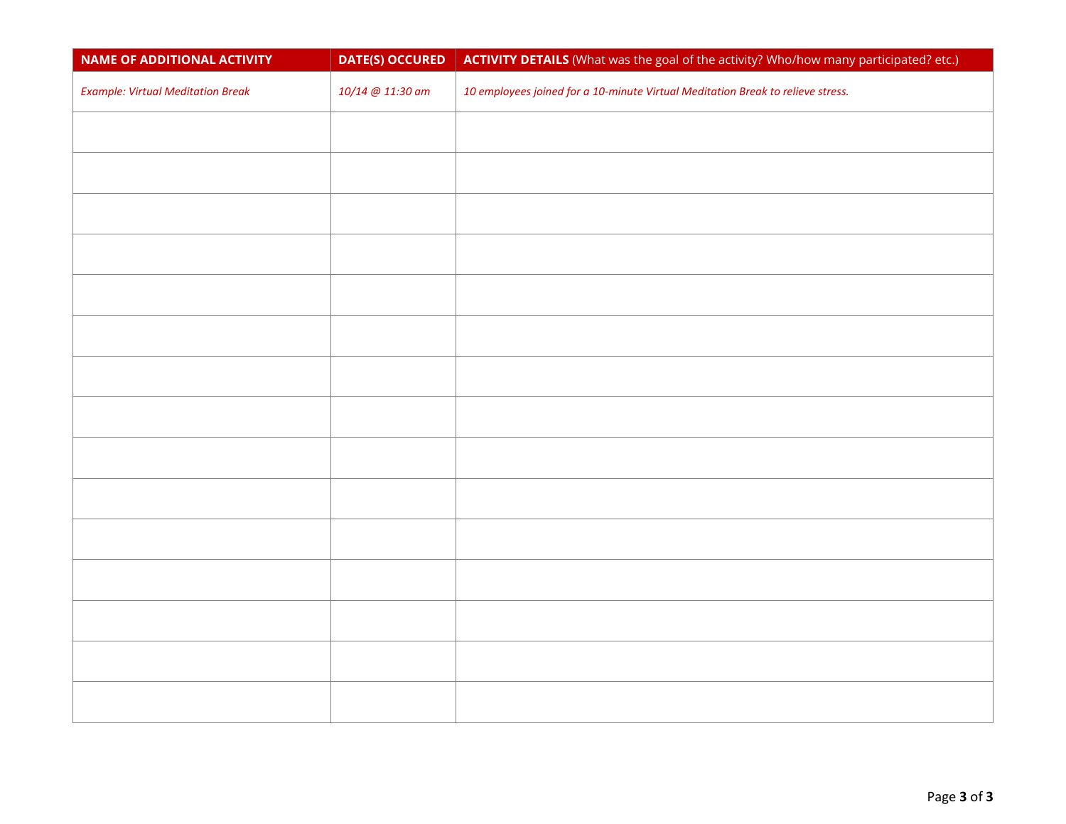| **NAME OF ADDITIONAL ACTIVITY** | **DATE(S) OCCURED** | **ACTIVITY DETAILS** (What was the goal of the activity? Who/how many participated? etc.) |
| --- | --- | --- |
| *Example: Virtual Meditation Break* | *10/14 @ 11:30 am* | *10 employees joined for a 10-minute Virtual Meditation Break to relieve stress.* |
| | | |
| | | |
| | | |
| | | |
| | | |
| | | |
| | | |
| | | |
| | | |
| | | |
| | | |
| | | |
| | | |
| | | |
| | | |